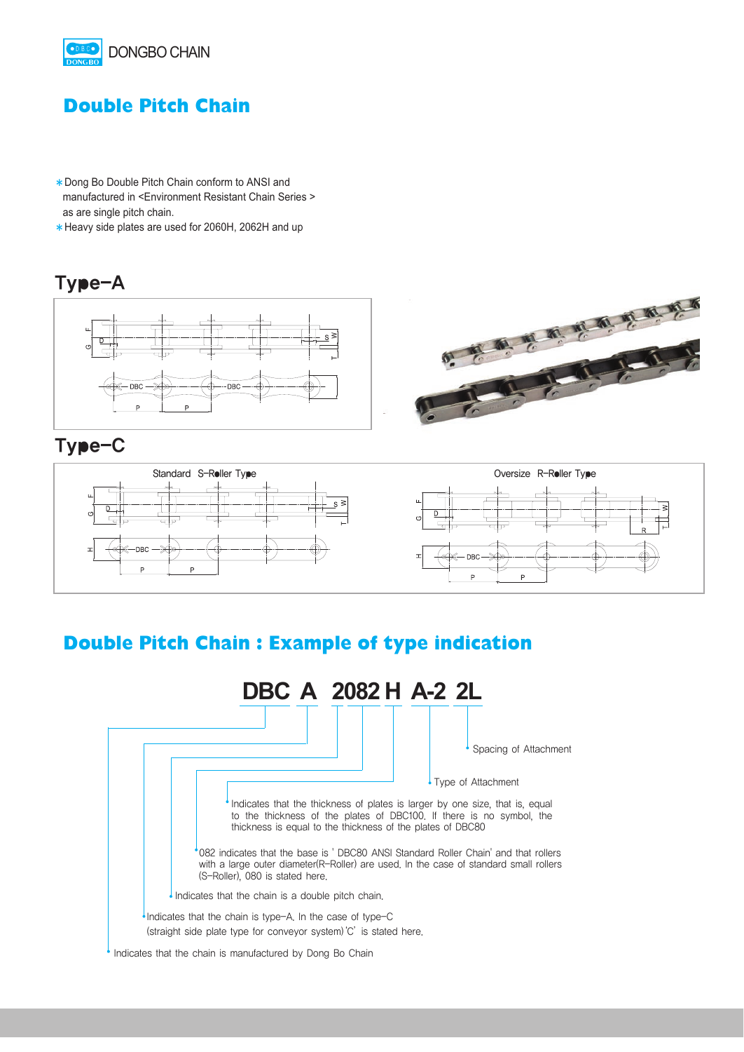# Double Pitch Chain

* Dong Bo Double Pitch Chain conform to ANSI and manufactured in <Environment Resistant Chain Series > as are single pitch chain.
* Heavy side plates are used for 2060H, 2062H and up

## Type-A

## Type-C

Standard S-Roller Type

Oversize R-Roller Type

# Double Pitch Chain : Example of type indication

**DBC A 2082 H A-2 2L**

- **2L**: Spacing of Attachment
- **A-2**: Type of Attachment
- **H**: Indicates that the thickness of plates is larger by one size, that is, equal to the thickness of the plates of DBC100. If there is no symbol, the thickness is equal to the thickness of the plates of DBC80
- **082**: 082 indicates that the base is ' DBC80 ANSI Standard Roller Chain' and that rollers with a large outer diameter(R-Roller) are used. In the case of standard small rollers (S-Roller), 080 is stated here.
- **2**: Indicates that the chain is a double pitch chain.
- **A**: Indicates that the chain is type-A. In the case of type-C (straight side plate type for conveyor system) 'C' is stated here.
- **DBC**: Indicates that the chain is manufactured by Dong Bo Chain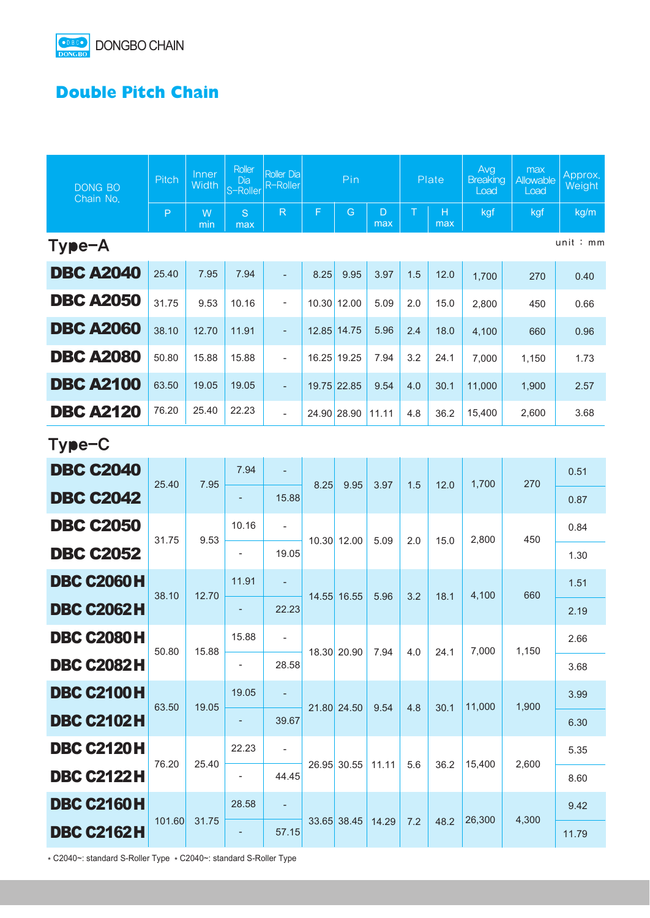DONGBO CHAIN

# Double Pitch Chain

| DONG BO Chain No. | Pitch | Inner Width | Roller Dia S-Roller | Roller Dia R-Roller | Pin | | | Plate | | Avg Breaking Load | max Allowable Load | Approx. Weight |
|---|---|---|---|---|---|---|---|---|---|---|---|---|
| | P | W min | S max | R | F | G | D max | T | H max | kgf | kgf | kg/m |

## Type–A

unit : mm

| DONG BO Chain No. | P | W min | S max | R | F | G | D max | T | H max | Avg Breaking Load kgf | max Allowable Load kgf | Approx. Weight kg/m |
|---|---|---|---|---|---|---|---|---|---|---|---|---|
| **DBC A2040** | 25.40 | 7.95 | 7.94 | - | 8.25 | 9.95 | 3.97 | 1.5 | 12.0 | 1,700 | 270 | 0.40 |
| **DBC A2050** | 31.75 | 9.53 | 10.16 | - | 10.30 | 12.00 | 5.09 | 2.0 | 15.0 | 2,800 | 450 | 0.66 |
| **DBC A2060** | 38.10 | 12.70 | 11.91 | - | 12.85 | 14.75 | 5.96 | 2.4 | 18.0 | 4,100 | 660 | 0.96 |
| **DBC A2080** | 50.80 | 15.88 | 15.88 | - | 16.25 | 19.25 | 7.94 | 3.2 | 24.1 | 7,000 | 1,150 | 1.73 |
| **DBC A2100** | 63.50 | 19.05 | 19.05 | - | 19.75 | 22.85 | 9.54 | 4.0 | 30.1 | 11,000 | 1,900 | 2.57 |
| **DBC A2120** | 76.20 | 25.40 | 22.23 | - | 24.90 | 28.90 | 11.11 | 4.8 | 36.2 | 15,400 | 2,600 | 3.68 |

## Type–C

| DONG BO Chain No. | P | W min | S max | R | F | G | D max | T | H max | Avg Breaking Load kgf | max Allowable Load kgf | Approx. Weight kg/m |
|---|---|---|---|---|---|---|---|---|---|---|---|---|
| **DBC C2040** | 25.40 | 7.95 | 7.94 | - | 8.25 | 9.95 | 3.97 | 1.5 | 12.0 | 1,700 | 270 | 0.51 |
| **DBC C2042** | | | - | 15.88 | | | | | | | | 0.87 |
| **DBC C2050** | 31.75 | 9.53 | 10.16 | - | 10.30 | 12.00 | 5.09 | 2.0 | 15.0 | 2,800 | 450 | 0.84 |
| **DBC C2052** | | | - | 19.05 | | | | | | | | 1.30 |
| **DBC C2060H** | 38.10 | 12.70 | 11.91 | - | 14.55 | 16.55 | 5.96 | 3.2 | 18.1 | 4,100 | 660 | 1.51 |
| **DBC C2062H** | | | - | 22.23 | | | | | | | | 2.19 |
| **DBC C2080H** | 50.80 | 15.88 | 15.88 | - | 18.30 | 20.90 | 7.94 | 4.0 | 24.1 | 7,000 | 1,150 | 2.66 |
| **DBC C2082H** | | | - | 28.58 | | | | | | | | 3.68 |
| **DBC C2100H** | 63.50 | 19.05 | 19.05 | - | 21.80 | 24.50 | 9.54 | 4.8 | 30.1 | 11,000 | 1,900 | 3.99 |
| **DBC C2102H** | | | - | 39.67 | | | | | | | | 6.30 |
| **DBC C2120H** | 76.20 | 25.40 | 22.23 | - | 26.95 | 30.55 | 11.11 | 5.6 | 36.2 | 15,400 | 2,600 | 5.35 |
| **DBC C2122H** | | | - | 44.45 | | | | | | | | 8.60 |
| **DBC C2160H** | 101.60 | 31.75 | 28.58 | - | 33.65 | 38.45 | 14.29 | 7.2 | 48.2 | 26,300 | 4,300 | 9.42 |
| **DBC C2162H** | | | - | 57.15 | | | | | | | | 11.79 |

* C2040~: standard S-Roller Type * C2040~: standard S-Roller Type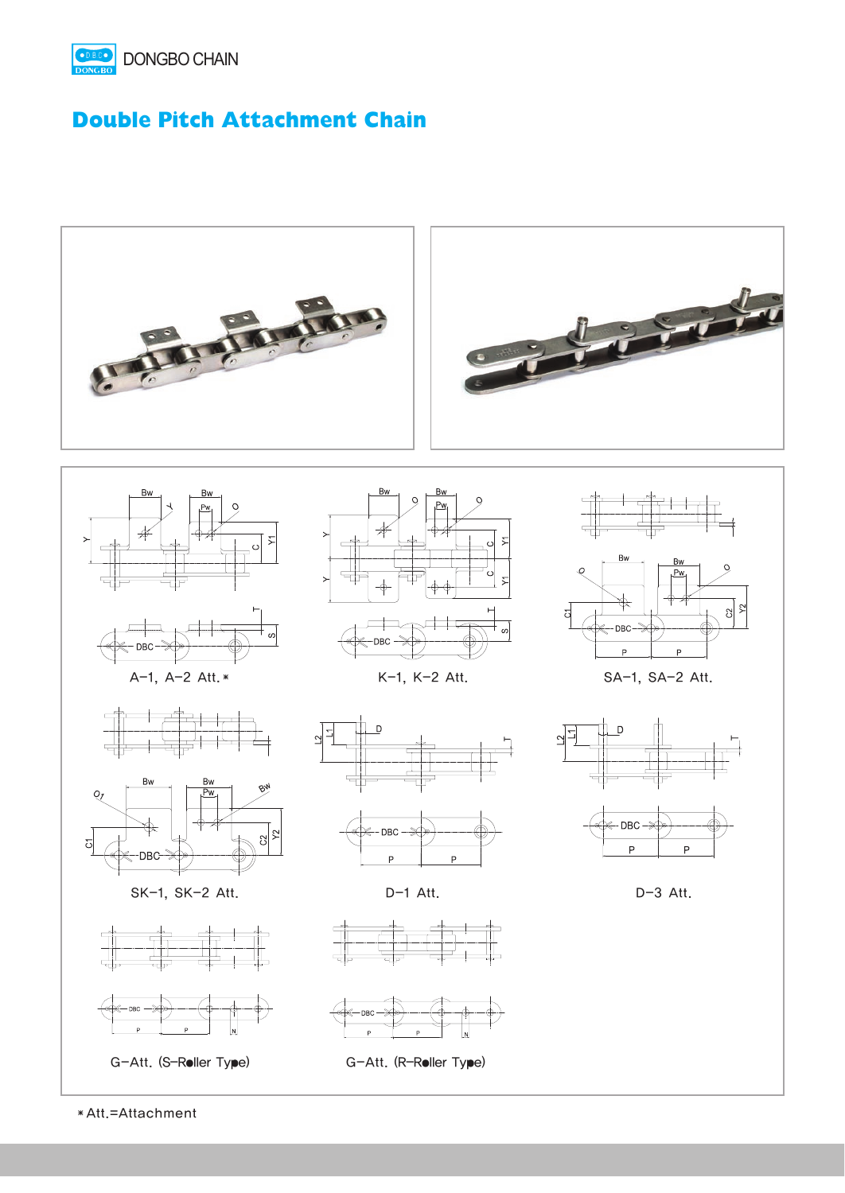# Double Pitch Attachment Chain

A-1, A-2 Att.*

K-1, K-2 Att.

SA-1, SA-2 Att.

SK-1, SK-2 Att.

D-1 Att.

D-3 Att.

G-Att. (S-Roller Type)

G-Att. (R-Roller Type)

*Att.=Attachment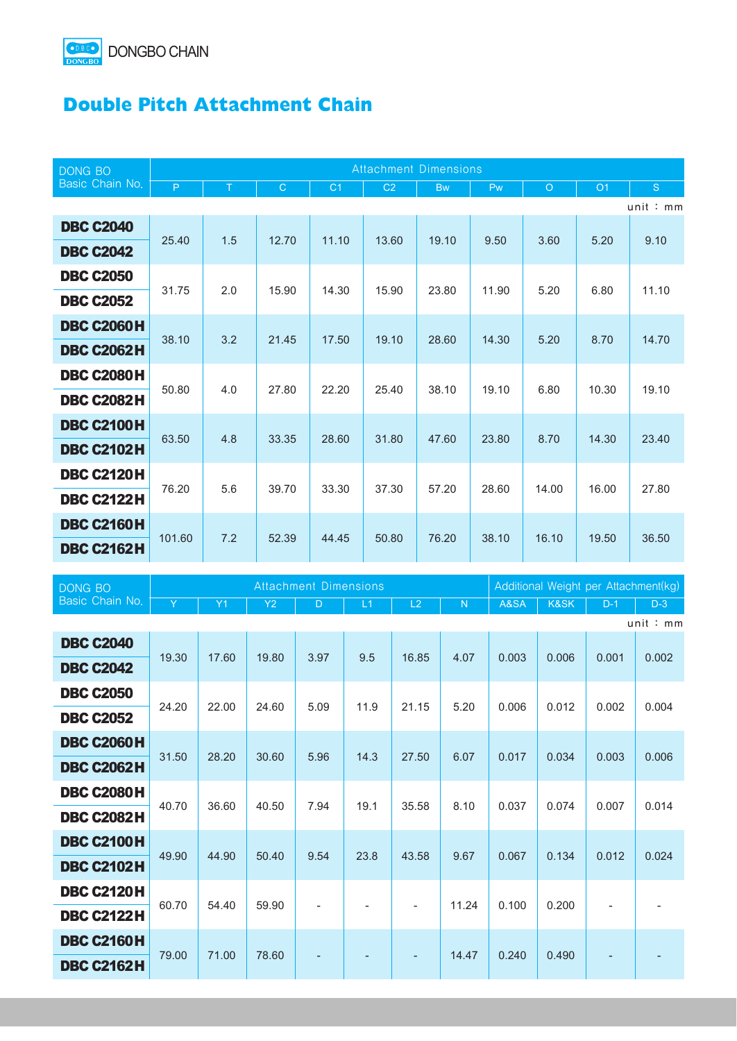DONGBO CHAIN

# Double Pitch Attachment Chain

| DONG BO Basic Chain No. | Attachment Dimensions | | | | | | | | | |
|---|---|---|---|---|---|---|---|---|---|---|
| | P | T | C | C1 | C2 | Bw | Pw | O | O1 | S |
| | | | | | | | | | | unit : mm |
| **DBC C2040** / **DBC C2042** | 25.40 | 1.5 | 12.70 | 11.10 | 13.60 | 19.10 | 9.50 | 3.60 | 5.20 | 9.10 |
| **DBC C2050** / **DBC C2052** | 31.75 | 2.0 | 15.90 | 14.30 | 15.90 | 23.80 | 11.90 | 5.20 | 6.80 | 11.10 |
| **DBC C2060H** / **DBC C2062H** | 38.10 | 3.2 | 21.45 | 17.50 | 19.10 | 28.60 | 14.30 | 5.20 | 8.70 | 14.70 |
| **DBC C2080H** / **DBC C2082H** | 50.80 | 4.0 | 27.80 | 22.20 | 25.40 | 38.10 | 19.10 | 6.80 | 10.30 | 19.10 |
| **DBC C2100H** / **DBC C2102H** | 63.50 | 4.8 | 33.35 | 28.60 | 31.80 | 47.60 | 23.80 | 8.70 | 14.30 | 23.40 |
| **DBC C2120H** / **DBC C2122H** | 76.20 | 5.6 | 39.70 | 33.30 | 37.30 | 57.20 | 28.60 | 14.00 | 16.00 | 27.80 |
| **DBC C2160H** / **DBC C2162H** | 101.60 | 7.2 | 52.39 | 44.45 | 50.80 | 76.20 | 38.10 | 16.10 | 19.50 | 36.50 |

| DONG BO Basic Chain No. | Attachment Dimensions | | | | | | | Additional Weight per Attachment(kg) | | | |
|---|---|---|---|---|---|---|---|---|---|---|---|
| | Y | Y1 | Y2 | D | L1 | L2 | N | A&SA | K&SK | D-1 | D-3 |
| | | | | | | | | | | | unit : mm |
| **DBC C2040** / **DBC C2042** | 19.30 | 17.60 | 19.80 | 3.97 | 9.5 | 16.85 | 4.07 | 0.003 | 0.006 | 0.001 | 0.002 |
| **DBC C2050** / **DBC C2052** | 24.20 | 22.00 | 24.60 | 5.09 | 11.9 | 21.15 | 5.20 | 0.006 | 0.012 | 0.002 | 0.004 |
| **DBC C2060H** / **DBC C2062H** | 31.50 | 28.20 | 30.60 | 5.96 | 14.3 | 27.50 | 6.07 | 0.017 | 0.034 | 0.003 | 0.006 |
| **DBC C2080H** / **DBC C2082H** | 40.70 | 36.60 | 40.50 | 7.94 | 19.1 | 35.58 | 8.10 | 0.037 | 0.074 | 0.007 | 0.014 |
| **DBC C2100H** / **DBC C2102H** | 49.90 | 44.90 | 50.40 | 9.54 | 23.8 | 43.58 | 9.67 | 0.067 | 0.134 | 0.012 | 0.024 |
| **DBC C2120H** / **DBC C2122H** | 60.70 | 54.40 | 59.90 | - | - | - | 11.24 | 0.100 | 0.200 | - | - |
| **DBC C2160H** / **DBC C2162H** | 79.00 | 71.00 | 78.60 | - | - | - | 14.47 | 0.240 | 0.490 | - | - |